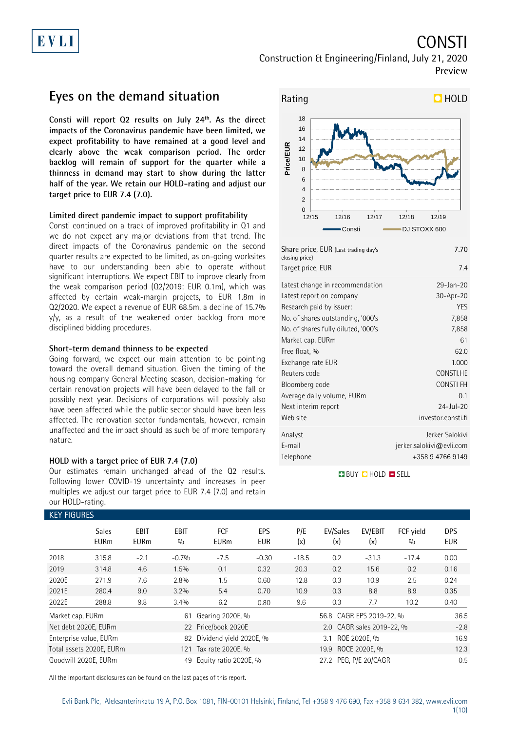# CONSTI

Construction & Engineering/Finland, July 21, 2020

Preview

## Eyes on the demand situation

**Consti will report Q2 results on July 24th. As the direct impacts of the Coronavirus pandemic have been limited, we expect profitability to have remained at a good level and clearly above the weak comparison period. The order backlog will remain of support for the quarter while a thinness in demand may start to show during the latter half of the year. We retain our HOLD-rating and adjust our target price to EUR 7.4 (7.0).**

### Limited direct pandemic impact to support profitability

Consti continued on a track of improved profitability in Q1 and we do not expect any major deviations from that trend. The direct impacts of the Coronavirus pandemic on the second quarter results are expected to be limited, as on-going worksites have to our understanding been able to operate without significant interruptions. We expect EBIT to improve clearly from the weak comparison period (Q2/2019: EUR 0.1m), which was affected by certain weak-margin projects, to EUR 1.8m in Q2/2020. We expect a revenue of EUR 68.5m, a decline of 15.7% y/y, as a result of the weakened order backlog from more disciplined bidding procedures.

### Short-term demand thinness to be expected

Going forward, we expect our main attention to be pointing toward the overall demand situation. Given the timing of the housing company General Meeting season, decision-making for certain renovation projects will have been delayed to the fall or possibly next year. Decisions of corporations will possibly also have been affected while the public sector should have been less affected. The renovation sector fundamentals, however, remain unaffected and the impact should as such be of more temporary nature.

### HOLD with a target price of EUR 7.4 (7.0)

Our estimates remain unchanged ahead of the Q2 results. Following lower COVID-19 uncertainty and increases in peer multiples we adjust our target price to EUR 7.4 (7.0) and retain our HOLD-rating.

**Rating: HOLD**

| | |
|---|---|
| Share price, EUR (Last trading day's closing price) | 7.70 |
| Target price, EUR | 7.4 |
| Latest change in recommendation | 29-Jan-20 |
| Latest report on company | 30-Apr-20 |
| Research paid by issuer: | YES |
| No. of shares outstanding, '000's | 7,858 |
| No. of shares fully diluted, '000's | 7,858 |
| Market cap, EURm | 61 |
| Free float, % | 62.0 |
| Exchange rate EUR | 1.000 |
| Reuters code | CONSTI.HE |
| Bloomberg code | CONSTI FH |
| Average daily volume, EURm | 0.1 |
| Next interim report | 24-Jul-20 |
| Web site | investor.consti.fi |
| Analyst | Jerker Salokivi |
| E-mail | jerker.salokivi@evli.com |
| Telephone | +358 9 4766 9149 |

BUY HOLD SELL

### KEY FIGURES

| | Sales EURm | EBIT EURm | EBIT % | FCF EURm | EPS EUR | P/E (x) | EV/Sales (x) | EV/EBIT (x) | FCF yield % | DPS EUR |
|---|---|---|---|---|---|---|---|---|---|---|
| 2018 | 315.8 | -2.1 | -0.7% | -7.5 | -0.30 | -18.5 | 0.2 | -31.3 | -17.4 | 0.00 |
| 2019 | 314.8 | 4.6 | 1.5% | 0.1 | 0.32 | 20.3 | 0.2 | 15.6 | 0.2 | 0.16 |
| 2020E | 271.9 | 7.6 | 2.8% | 1.5 | 0.60 | 12.8 | 0.3 | 10.9 | 2.5 | 0.24 |
| 2021E | 280.4 | 9.0 | 3.2% | 5.4 | 0.70 | 10.9 | 0.3 | 8.8 | 8.9 | 0.35 |
| 2022E | 288.8 | 9.8 | 3.4% | 6.2 | 0.80 | 9.6 | 0.3 | 7.7 | 10.2 | 0.40 |

| | | | | | |
|---|---|---|---|---|---|
| Market cap, EURm | 61 | Gearing 2020E, % | 56.8 | CAGR EPS 2019-22, % | 36.5 |
| Net debt 2020E, EURm | 22 | Price/book 2020E | 2.0 | CAGR sales 2019-22, % | -2.8 |
| Enterprise value, EURm | 82 | Dividend yield 2020E, % | 3.1 | ROE 2020E, % | 16.9 |
| Total assets 2020E, EURm | 121 | Tax rate 2020E, % | 19.9 | ROCE 2020E, % | 12.3 |
| Goodwill 2020E, EURm | 49 | Equity ratio 2020E, % | 27.2 | PEG, P/E 20/CAGR | 0.5 |

All the important disclosures can be found on the last pages of this report.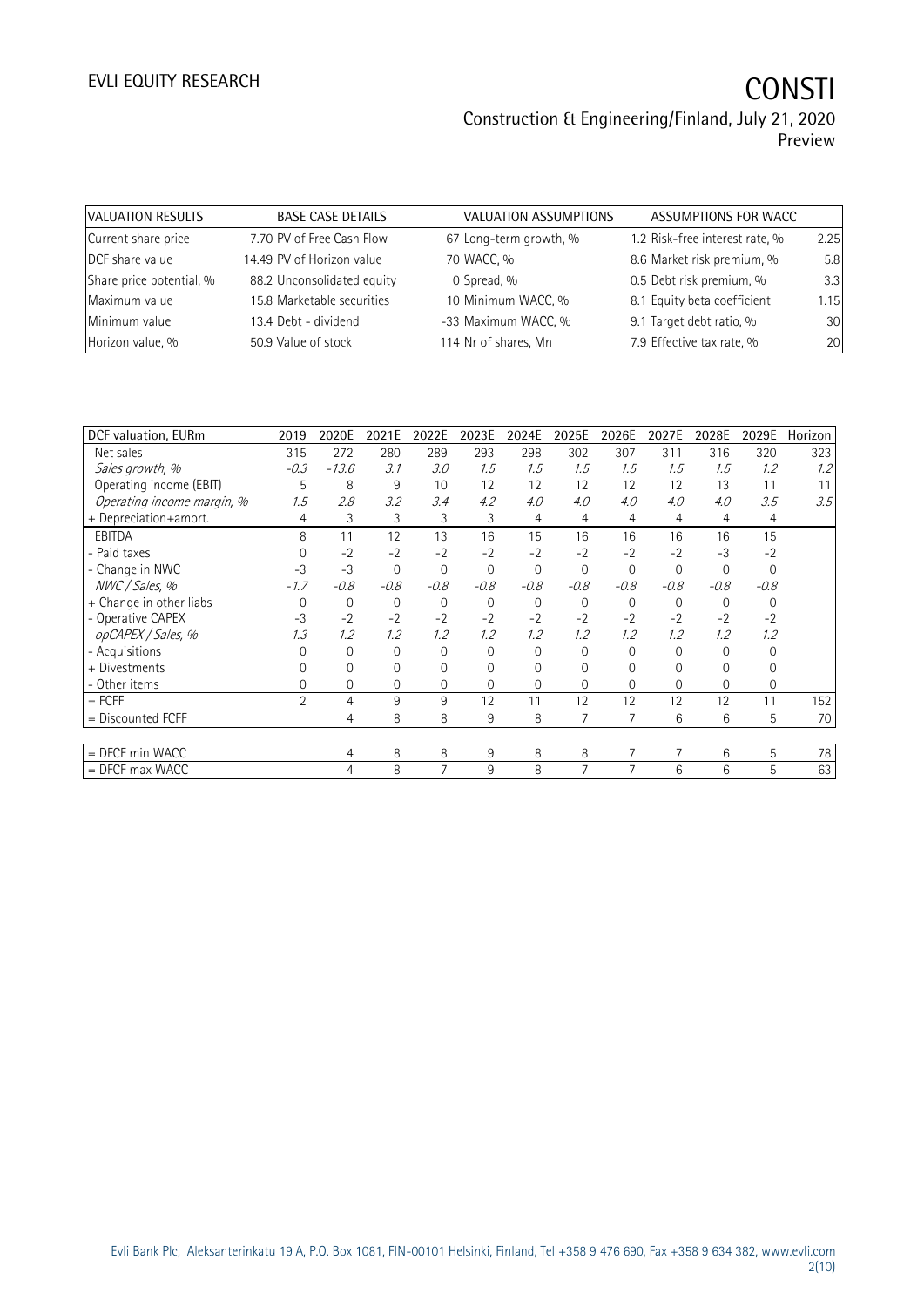| VALUATION RESULTS | BASE CASE DETAILS | VALUATION ASSUMPTIONS | ASSUMPTIONS FOR WACC |
|---|---|---|---|
| Current share price | 7.70 PV of Free Cash Flow | 67 Long-term growth, % | 1.2 Risk-free interest rate, % | 2.25 |
| DCF share value | 14.49 PV of Horizon value | 70 WACC, % | 8.6 Market risk premium, % | 5.8 |
| Share price potential, % | 88.2 Unconsolidated equity | 0 Spread, % | 0.5 Debt risk premium, % | 3.3 |
| Maximum value | 15.8 Marketable securities | 10 Minimum WACC, % | 8.1 Equity beta coefficient | 1.15 |
| Minimum value | 13.4 Debt - dividend | -33 Maximum WACC, % | 9.1 Target debt ratio, % | 30 |
| Horizon value, % | 50.9 Value of stock | 114 Nr of shares, Mn | 7.9 Effective tax rate, % | 20 |

| DCF valuation, EURm | 2019 | 2020E | 2021E | 2022E | 2023E | 2024E | 2025E | 2026E | 2027E | 2028E | 2029E | Horizon |
|---|---|---|---|---|---|---|---|---|---|---|---|---|
| Net sales | 315 | 272 | 280 | 289 | 293 | 298 | 302 | 307 | 311 | 316 | 320 | 323 |
| *Sales growth, %* | *-0.3* | *-13.6* | *3.1* | *3.0* | *1.5* | *1.5* | *1.5* | *1.5* | *1.5* | *1.5* | *1.2* | *1.2* |
| Operating income (EBIT) | 5 | 8 | 9 | 10 | 12 | 12 | 12 | 12 | 12 | 13 | 11 | 11 |
| *Operating income margin, %* | *1.5* | *2.8* | *3.2* | *3.4* | *4.2* | *4.0* | *4.0* | *4.0* | *4.0* | *4.0* | *3.5* | *3.5* |
| + Depreciation+amort. | 4 | 3 | 3 | 3 | 3 | 4 | 4 | 4 | 4 | 4 | 4 | |
| EBITDA | 8 | 11 | 12 | 13 | 16 | 15 | 16 | 16 | 16 | 16 | 15 | |
| - Paid taxes | 0 | -2 | -2 | -2 | -2 | -2 | -2 | -2 | -2 | -3 | -2 | |
| - Change in NWC | -3 | -3 | 0 | 0 | 0 | 0 | 0 | 0 | 0 | 0 | 0 | |
| *NWC / Sales, %* | *-1.7* | *-0.8* | *-0.8* | *-0.8* | *-0.8* | *-0.8* | *-0.8* | *-0.8* | *-0.8* | *-0.8* | *-0.8* | |
| + Change in other liabs | 0 | 0 | 0 | 0 | 0 | 0 | 0 | 0 | 0 | 0 | 0 | |
| - Operative CAPEX | -3 | -2 | -2 | -2 | -2 | -2 | -2 | -2 | -2 | -2 | -2 | |
| *opCAPEX / Sales, %* | *1.3* | *1.2* | *1.2* | *1.2* | *1.2* | *1.2* | *1.2* | *1.2* | *1.2* | *1.2* | *1.2* | |
| - Acquisitions | 0 | 0 | 0 | 0 | 0 | 0 | 0 | 0 | 0 | 0 | 0 | |
| + Divestments | 0 | 0 | 0 | 0 | 0 | 0 | 0 | 0 | 0 | 0 | 0 | |
| - Other items | 0 | 0 | 0 | 0 | 0 | 0 | 0 | 0 | 0 | 0 | 0 | |
| = FCFF | 2 | 4 | 9 | 9 | 12 | 11 | 12 | 12 | 12 | 12 | 11 | 152 |
| = Discounted FCFF | | 4 | 8 | 8 | 9 | 8 | 7 | 7 | 6 | 6 | 5 | 70 |
| | | | | | | | | | | | | |
| = DFCF min WACC | | 4 | 8 | 8 | 9 | 8 | 8 | 7 | 7 | 6 | 5 | 78 |
| = DFCF max WACC | | 4 | 8 | 7 | 9 | 8 | 7 | 7 | 6 | 6 | 5 | 63 |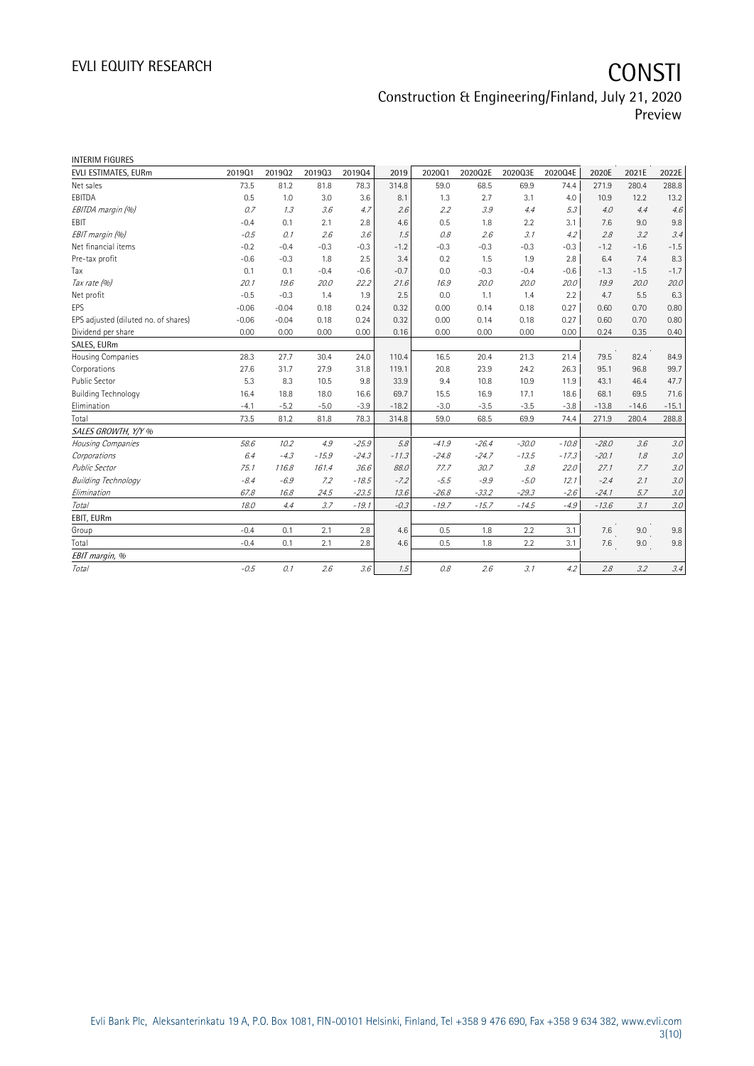INTERIM FIGURES

| EVLI ESTIMATES, EURm | 2019Q1 | 2019Q2 | 2019Q3 | 2019Q4 | 2019 | 2020Q1 | 2020Q2E | 2020Q3E | 2020Q4E | 2020E | 2021E | 2022E |
|---|---|---|---|---|---|---|---|---|---|---|---|---|
| Net sales | 73.5 | 81.2 | 81.8 | 78.3 | 314.8 | 59.0 | 68.5 | 69.9 | 74.4 | 271.9 | 280.4 | 288.8 |
| EBITDA | 0.5 | 1.0 | 3.0 | 3.6 | 8.1 | 1.3 | 2.7 | 3.1 | 4.0 | 10.9 | 12.2 | 13.2 |
| *EBITDA margin (%)* | *0.7* | *1.3* | *3.6* | *4.7* | *2.6* | *2.2* | *3.9* | *4.4* | *5.3* | *4.0* | *4.4* | *4.6* |
| EBIT | -0.4 | 0.1 | 2.1 | 2.8 | 4.6 | 0.5 | 1.8 | 2.2 | 3.1 | 7.6 | 9.0 | 9.8 |
| *EBIT margin (%)* | *-0.5* | *0.1* | *2.6* | *3.6* | *1.5* | *0.8* | *2.6* | *3.1* | *4.2* | *2.8* | *3.2* | *3.4* |
| Net financial items | -0.2 | -0.4 | -0.3 | -0.3 | -1.2 | -0.3 | -0.3 | -0.3 | -0.3 | -1.2 | -1.6 | -1.5 |
| Pre-tax profit | -0.6 | -0.3 | 1.8 | 2.5 | 3.4 | 0.2 | 1.5 | 1.9 | 2.8 | 6.4 | 7.4 | 8.3 |
| Tax | 0.1 | 0.1 | -0.4 | -0.6 | -0.7 | 0.0 | -0.3 | -0.4 | -0.6 | -1.3 | -1.5 | -1.7 |
| *Tax rate (%)* | *20.1* | *19.6* | *20.0* | *22.2* | *21.6* | *16.9* | *20.0* | *20.0* | *20.0* | *19.9* | *20.0* | *20.0* |
| Net profit | -0.5 | -0.3 | 1.4 | 1.9 | 2.5 | 0.0 | 1.1 | 1.4 | 2.2 | 4.7 | 5.5 | 6.3 |
| EPS | -0.06 | -0.04 | 0.18 | 0.24 | 0.32 | 0.00 | 0.14 | 0.18 | 0.27 | 0.60 | 0.70 | 0.80 |
| EPS adjusted (diluted no. of shares) | -0.06 | -0.04 | 0.18 | 0.24 | 0.32 | 0.00 | 0.14 | 0.18 | 0.27 | 0.60 | 0.70 | 0.80 |
| Dividend per share | 0.00 | 0.00 | 0.00 | 0.00 | 0.16 | 0.00 | 0.00 | 0.00 | 0.00 | 0.24 | 0.35 | 0.40 |
| SALES, EURm | | | | | | | | | | | | |
| Housing Companies | 28.3 | 27.7 | 30.4 | 24.0 | 110.4 | 16.5 | 20.4 | 21.3 | 21.4 | 79.5 | 82.4 | 84.9 |
| Corporations | 27.6 | 31.7 | 27.9 | 31.8 | 119.1 | 20.8 | 23.9 | 24.2 | 26.3 | 95.1 | 96.8 | 99.7 |
| Public Sector | 5.3 | 8.3 | 10.5 | 9.8 | 33.9 | 9.4 | 10.8 | 10.9 | 11.9 | 43.1 | 46.4 | 47.7 |
| Building Technology | 16.4 | 18.8 | 18.0 | 16.6 | 69.7 | 15.5 | 16.9 | 17.1 | 18.6 | 68.1 | 69.5 | 71.6 |
| Elimination | -4.1 | -5.2 | -5.0 | -3.9 | -18.2 | -3.0 | -3.5 | -3.5 | -3.8 | -13.8 | -14.6 | -15.1 |
| Total | 73.5 | 81.2 | 81.8 | 78.3 | 314.8 | 59.0 | 68.5 | 69.9 | 74.4 | 271.9 | 280.4 | 288.8 |
| *SALES GROWTH, Y/Y %* | | | | | | | | | | | | |
| *Housing Companies* | *58.6* | *10.2* | *4.9* | *-25.9* | *5.8* | *-41.9* | *-26.4* | *-30.0* | *-10.8* | *-28.0* | *3.6* | *3.0* |
| *Corporations* | *6.4* | *-4.3* | *-15.9* | *-24.3* | *-11.3* | *-24.8* | *-24.7* | *-13.5* | *-17.3* | *-20.1* | *1.8* | *3.0* |
| *Public Sector* | *75.1* | *116.8* | *161.4* | *36.6* | *88.0* | *77.7* | *30.7* | *3.8* | *22.0* | *27.1* | *7.7* | *3.0* |
| *Building Technology* | *-8.4* | *-6.9* | *7.2* | *-18.5* | *-7.2* | *-5.5* | *-9.9* | *-5.0* | *12.1* | *-2.4* | *2.1* | *3.0* |
| *Elimination* | *67.8* | *16.8* | *24.5* | *-23.5* | *13.6* | *-26.8* | *-33.2* | *-29.3* | *-2.6* | *-24.1* | *5.7* | *3.0* |
| *Total* | *18.0* | *4.4* | *3.7* | *-19.1* | *-0.3* | *-19.7* | *-15.7* | *-14.5* | *-4.9* | *-13.6* | *3.1* | *3.0* |
| EBIT, EURm | | | | | | | | | | | | |
| Group | -0.4 | 0.1 | 2.1 | 2.8 | 4.6 | 0.5 | 1.8 | 2.2 | 3.1 | 7.6 | 9.0 | 9.8 |
| Total | -0.4 | 0.1 | 2.1 | 2.8 | 4.6 | 0.5 | 1.8 | 2.2 | 3.1 | 7.6 | 9.0 | 9.8 |
| *EBIT margin, %* | | | | | | | | | | | | |
| *Total* | *-0.5* | *0.1* | *2.6* | *3.6* | *1.5* | *0.8* | *2.6* | *3.1* | *4.2* | *2.8* | *3.2* | *3.4* |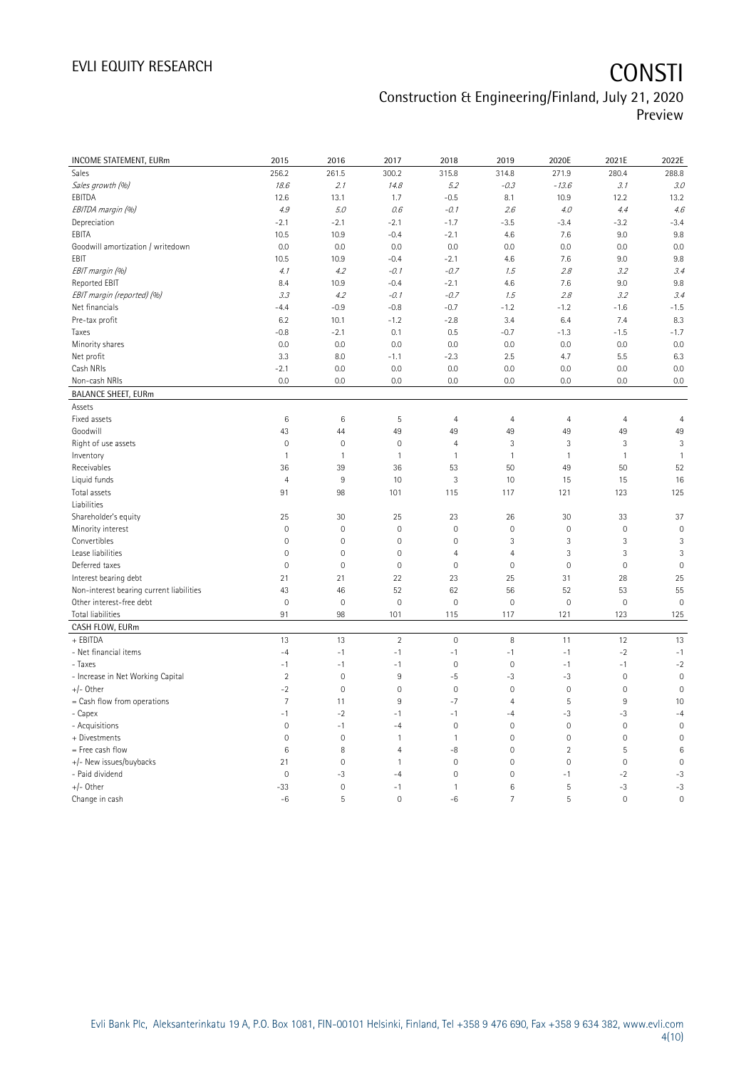| INCOME STATEMENT, EURm | 2015 | 2016 | 2017 | 2018 | 2019 | 2020E | 2021E | 2022E |
|---|---|---|---|---|---|---|---|---|
| Sales | 256.2 | 261.5 | 300.2 | 315.8 | 314.8 | 271.9 | 280.4 | 288.8 |
| *Sales growth (%)* | *18.6* | *2.1* | *14.8* | *5.2* | *-0.3* | *-13.6* | *3.1* | *3.0* |
| EBITDA | 12.6 | 13.1 | 1.7 | -0.5 | 8.1 | 10.9 | 12.2 | 13.2 |
| *EBITDA margin (%)* | *4.9* | *5.0* | *0.6* | *-0.1* | *2.6* | *4.0* | *4.4* | *4.6* |
| Depreciation | -2.1 | -2.1 | -2.1 | -1.7 | -3.5 | -3.4 | -3.2 | -3.4 |
| EBITA | 10.5 | 10.9 | -0.4 | -2.1 | 4.6 | 7.6 | 9.0 | 9.8 |
| Goodwill amortization / writedown | 0.0 | 0.0 | 0.0 | 0.0 | 0.0 | 0.0 | 0.0 | 0.0 |
| EBIT | 10.5 | 10.9 | -0.4 | -2.1 | 4.6 | 7.6 | 9.0 | 9.8 |
| *EBIT margin (%)* | *4.1* | *4.2* | *-0.1* | *-0.7* | *1.5* | *2.8* | *3.2* | *3.4* |
| Reported EBIT | 8.4 | 10.9 | -0.4 | -2.1 | 4.6 | 7.6 | 9.0 | 9.8 |
| *EBIT margin (reported) (%)* | *3.3* | *4.2* | *-0.1* | *-0.7* | *1.5* | *2.8* | *3.2* | *3.4* |
| Net financials | -4.4 | -0.9 | -0.8 | -0.7 | -1.2 | -1.2 | -1.6 | -1.5 |
| Pre-tax profit | 6.2 | 10.1 | -1.2 | -2.8 | 3.4 | 6.4 | 7.4 | 8.3 |
| Taxes | -0.8 | -2.1 | 0.1 | 0.5 | -0.7 | -1.3 | -1.5 | -1.7 |
| Minority shares | 0.0 | 0.0 | 0.0 | 0.0 | 0.0 | 0.0 | 0.0 | 0.0 |
| Net profit | 3.3 | 8.0 | -1.1 | -2.3 | 2.5 | 4.7 | 5.5 | 6.3 |
| Cash NRIs | -2.1 | 0.0 | 0.0 | 0.0 | 0.0 | 0.0 | 0.0 | 0.0 |
| Non-cash NRIs | 0.0 | 0.0 | 0.0 | 0.0 | 0.0 | 0.0 | 0.0 | 0.0 |
| **BALANCE SHEET, EURm** | | | | | | | | |
| Assets | | | | | | | | |
| Fixed assets | 6 | 6 | 5 | 4 | 4 | 4 | 4 | 4 |
| Goodwill | 43 | 44 | 49 | 49 | 49 | 49 | 49 | 49 |
| Right of use assets | 0 | 0 | 0 | 4 | 3 | 3 | 3 | 3 |
| Inventory | 1 | 1 | 1 | 1 | 1 | 1 | 1 | 1 |
| Receivables | 36 | 39 | 36 | 53 | 50 | 49 | 50 | 52 |
| Liquid funds | 4 | 9 | 10 | 3 | 10 | 15 | 15 | 16 |
| Total assets | 91 | 98 | 101 | 115 | 117 | 121 | 123 | 125 |
| Liabilities | | | | | | | | |
| Shareholder's equity | 25 | 30 | 25 | 23 | 26 | 30 | 33 | 37 |
| Minority interest | 0 | 0 | 0 | 0 | 0 | 0 | 0 | 0 |
| Convertibles | 0 | 0 | 0 | 0 | 3 | 3 | 3 | 3 |
| Lease liabilities | 0 | 0 | 0 | 4 | 4 | 3 | 3 | 3 |
| Deferred taxes | 0 | 0 | 0 | 0 | 0 | 0 | 0 | 0 |
| Interest bearing debt | 21 | 21 | 22 | 23 | 25 | 31 | 28 | 25 |
| Non-interest bearing current liabilities | 43 | 46 | 52 | 62 | 56 | 52 | 53 | 55 |
| Other interest-free debt | 0 | 0 | 0 | 0 | 0 | 0 | 0 | 0 |
| Total liabilities | 91 | 98 | 101 | 115 | 117 | 121 | 123 | 125 |
| **CASH FLOW, EURm** | | | | | | | | |
| + EBITDA | 13 | 13 | 2 | 0 | 8 | 11 | 12 | 13 |
| - Net financial items | -4 | -1 | -1 | -1 | -1 | -1 | -2 | -1 |
| - Taxes | -1 | -1 | -1 | 0 | 0 | -1 | -1 | -2 |
| - Increase in Net Working Capital | 2 | 0 | 9 | -5 | -3 | -3 | 0 | 0 |
| +/- Other | -2 | 0 | 0 | 0 | 0 | 0 | 0 | 0 |
| = Cash flow from operations | 7 | 11 | 9 | -7 | 4 | 5 | 9 | 10 |
| - Capex | -1 | -2 | -1 | -1 | -4 | -3 | -3 | -4 |
| - Acquisitions | 0 | -1 | -4 | 0 | 0 | 0 | 0 | 0 |
| + Divestments | 0 | 0 | 1 | 1 | 0 | 0 | 0 | 0 |
| = Free cash flow | 6 | 8 | 4 | -8 | 0 | 2 | 5 | 6 |
| +/- New issues/buybacks | 21 | 0 | 1 | 0 | 0 | 0 | 0 | 0 |
| - Paid dividend | 0 | -3 | -4 | 0 | 0 | -1 | -2 | -3 |
| +/- Other | -33 | 0 | -1 | 1 | 6 | 5 | -3 | -3 |
| Change in cash | -6 | 5 | 0 | -6 | 7 | 5 | 0 | 0 |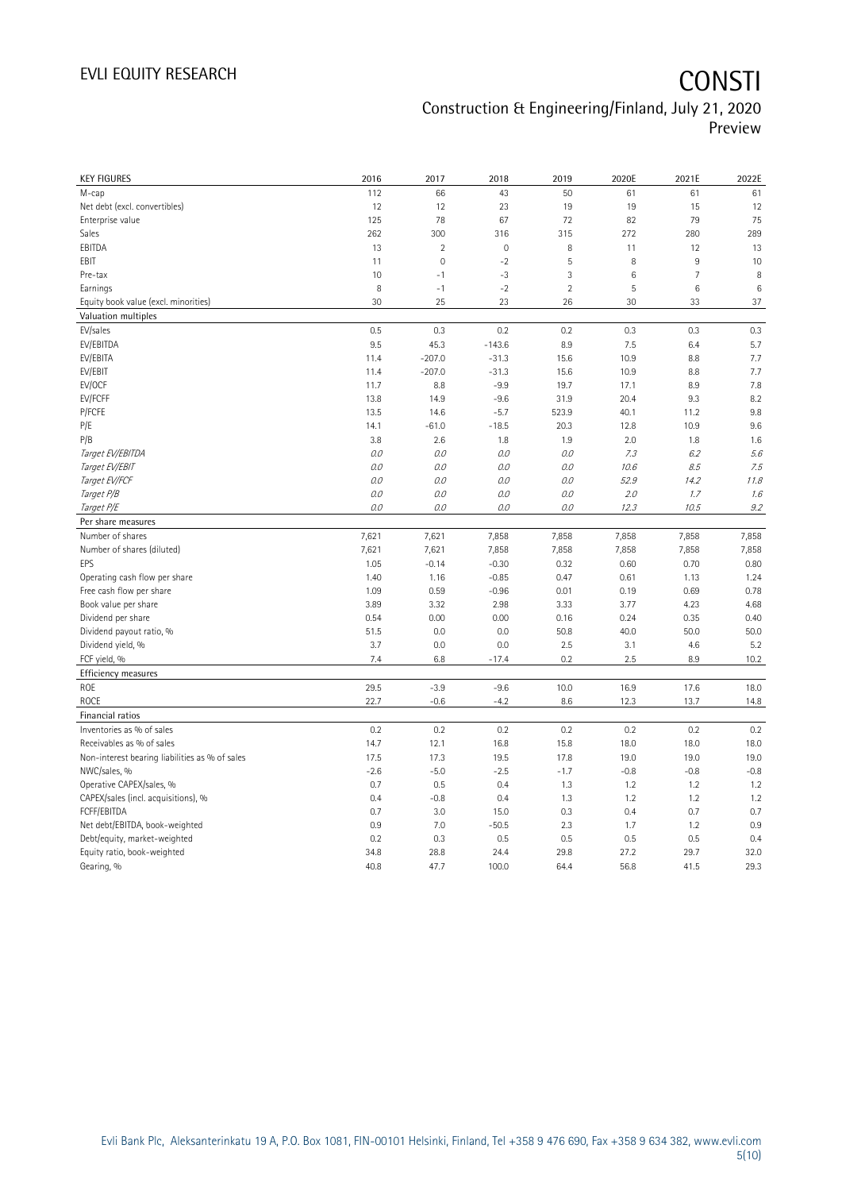| KEY FIGURES | 2016 | 2017 | 2018 | 2019 | 2020E | 2021E | 2022E |
|---|---|---|---|---|---|---|---|
| M-cap | 112 | 66 | 43 | 50 | 61 | 61 | 61 |
| Net debt (excl. convertibles) | 12 | 12 | 23 | 19 | 19 | 15 | 12 |
| Enterprise value | 125 | 78 | 67 | 72 | 82 | 79 | 75 |
| Sales | 262 | 300 | 316 | 315 | 272 | 280 | 289 |
| EBITDA | 13 | 2 | 0 | 8 | 11 | 12 | 13 |
| EBIT | 11 | 0 | -2 | 5 | 8 | 9 | 10 |
| Pre-tax | 10 | -1 | -3 | 3 | 6 | 7 | 8 |
| Earnings | 8 | -1 | -2 | 2 | 5 | 6 | 6 |
| Equity book value (excl. minorities) | 30 | 25 | 23 | 26 | 30 | 33 | 37 |
| **Valuation multiples** | | | | | | | |
| EV/sales | 0.5 | 0.3 | 0.2 | 0.2 | 0.3 | 0.3 | 0.3 |
| EV/EBITDA | 9.5 | 45.3 | -143.6 | 8.9 | 7.5 | 6.4 | 5.7 |
| EV/EBITA | 11.4 | -207.0 | -31.3 | 15.6 | 10.9 | 8.8 | 7.7 |
| EV/EBIT | 11.4 | -207.0 | -31.3 | 15.6 | 10.9 | 8.8 | 7.7 |
| EV/OCF | 11.7 | 8.8 | -9.9 | 19.7 | 17.1 | 8.9 | 7.8 |
| EV/FCFF | 13.8 | 14.9 | -9.6 | 31.9 | 20.4 | 9.3 | 8.2 |
| P/FCFE | 13.5 | 14.6 | -5.7 | 523.9 | 40.1 | 11.2 | 9.8 |
| P/E | 14.1 | -61.0 | -18.5 | 20.3 | 12.8 | 10.9 | 9.6 |
| P/B | 3.8 | 2.6 | 1.8 | 1.9 | 2.0 | 1.8 | 1.6 |
| *Target EV/EBITDA* | *0.0* | *0.0* | *0.0* | *0.0* | *7.3* | *6.2* | *5.6* |
| *Target EV/EBIT* | *0.0* | *0.0* | *0.0* | *0.0* | *10.6* | *8.5* | *7.5* |
| *Target EV/FCF* | *0.0* | *0.0* | *0.0* | *0.0* | *52.9* | *14.2* | *11.8* |
| *Target P/B* | *0.0* | *0.0* | *0.0* | *0.0* | *2.0* | *1.7* | *1.6* |
| *Target P/E* | *0.0* | *0.0* | *0.0* | *0.0* | *12.3* | *10.5* | *9.2* |
| **Per share measures** | | | | | | | |
| Number of shares | 7,621 | 7,621 | 7,858 | 7,858 | 7,858 | 7,858 | 7,858 |
| Number of shares (diluted) | 7,621 | 7,621 | 7,858 | 7,858 | 7,858 | 7,858 | 7,858 |
| EPS | 1.05 | -0.14 | -0.30 | 0.32 | 0.60 | 0.70 | 0.80 |
| Operating cash flow per share | 1.40 | 1.16 | -0.85 | 0.47 | 0.61 | 1.13 | 1.24 |
| Free cash flow per share | 1.09 | 0.59 | -0.96 | 0.01 | 0.19 | 0.69 | 0.78 |
| Book value per share | 3.89 | 3.32 | 2.98 | 3.33 | 3.77 | 4.23 | 4.68 |
| Dividend per share | 0.54 | 0.00 | 0.00 | 0.16 | 0.24 | 0.35 | 0.40 |
| Dividend payout ratio, % | 51.5 | 0.0 | 0.0 | 50.8 | 40.0 | 50.0 | 50.0 |
| Dividend yield, % | 3.7 | 0.0 | 0.0 | 2.5 | 3.1 | 4.6 | 5.2 |
| FCF yield, % | 7.4 | 6.8 | -17.4 | 0.2 | 2.5 | 8.9 | 10.2 |
| **Efficiency measures** | | | | | | | |
| ROE | 29.5 | -3.9 | -9.6 | 10.0 | 16.9 | 17.6 | 18.0 |
| ROCE | 22.7 | -0.6 | -4.2 | 8.6 | 12.3 | 13.7 | 14.8 |
| **Financial ratios** | | | | | | | |
| Inventories as % of sales | 0.2 | 0.2 | 0.2 | 0.2 | 0.2 | 0.2 | 0.2 |
| Receivables as % of sales | 14.7 | 12.1 | 16.8 | 15.8 | 18.0 | 18.0 | 18.0 |
| Non-interest bearing liabilities as % of sales | 17.5 | 17.3 | 19.5 | 17.8 | 19.0 | 19.0 | 19.0 |
| NWC/sales, % | -2.6 | -5.0 | -2.5 | -1.7 | -0.8 | -0.8 | -0.8 |
| Operative CAPEX/sales, % | 0.7 | 0.5 | 0.4 | 1.3 | 1.2 | 1.2 | 1.2 |
| CAPEX/sales (incl. acquisitions), % | 0.4 | -0.8 | 0.4 | 1.3 | 1.2 | 1.2 | 1.2 |
| FCFF/EBITDA | 0.7 | 3.0 | 15.0 | 0.3 | 0.4 | 0.7 | 0.7 |
| Net debt/EBITDA, book-weighted | 0.9 | 7.0 | -50.5 | 2.3 | 1.7 | 1.2 | 0.9 |
| Debt/equity, market-weighted | 0.2 | 0.3 | 0.5 | 0.5 | 0.5 | 0.5 | 0.4 |
| Equity ratio, book-weighted | 34.8 | 28.8 | 24.4 | 29.8 | 27.2 | 29.7 | 32.0 |
| Gearing, % | 40.8 | 47.7 | 100.0 | 64.4 | 56.8 | 41.5 | 29.3 |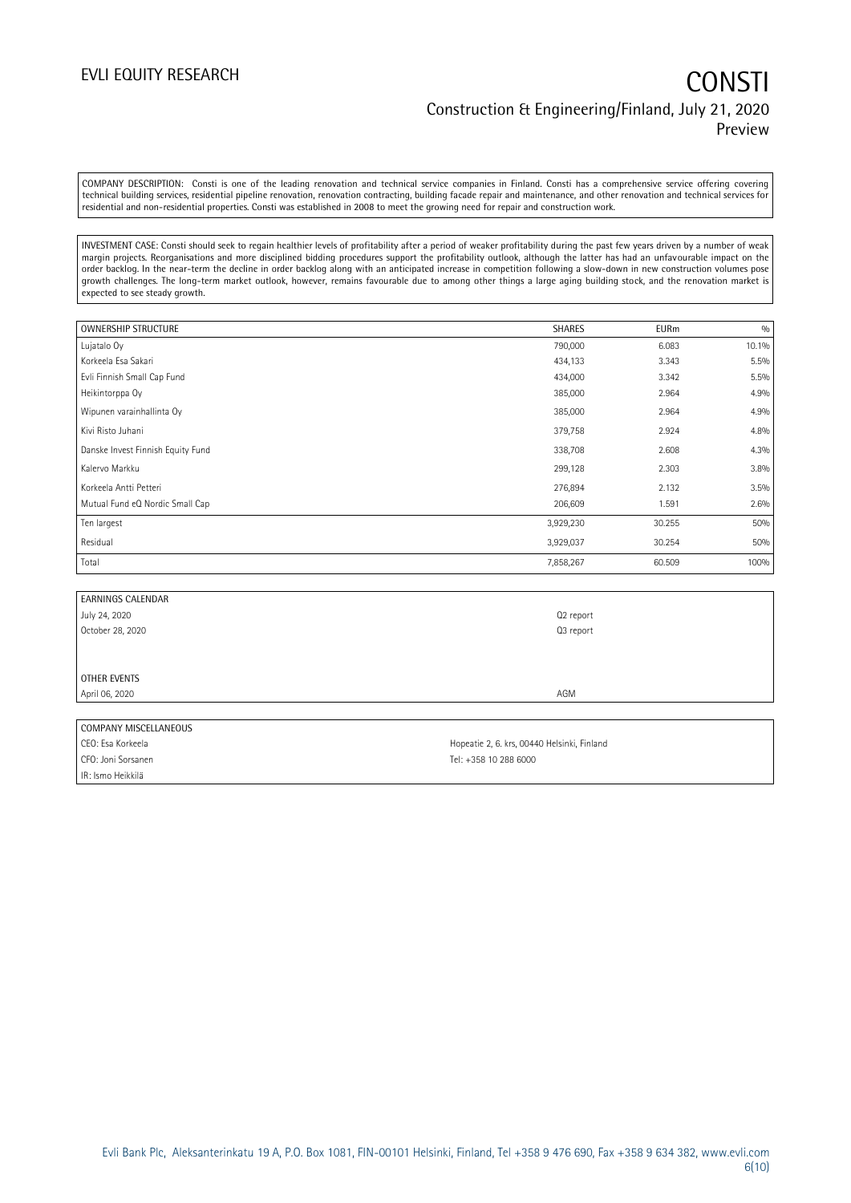COMPANY DESCRIPTION: Consti is one of the leading renovation and technical service companies in Finland. Consti has a comprehensive service offering covering technical building services, residential pipeline renovation, renovation contracting, building facade repair and maintenance, and other renovation and technical services for residential and non-residential properties. Consti was established in 2008 to meet the growing need for repair and construction work.

INVESTMENT CASE: Consti should seek to regain healthier levels of profitability after a period of weaker profitability during the past few years driven by a number of weak margin projects. Reorganisations and more disciplined bidding procedures support the profitability outlook, although the latter has had an unfavourable impact on the order backlog. In the near-term the decline in order backlog along with an anticipated increase in competition following a slow-down in new construction volumes pose growth challenges. The long-term market outlook, however, remains favourable due to among other things a large aging building stock, and the renovation market is expected to see steady growth.

| OWNERSHIP STRUCTURE | SHARES | EURm | % |
|---|---|---|---|
| Lujatalo Oy | 790,000 | 6.083 | 10.1% |
| Korkeela Esa Sakari | 434,133 | 3.343 | 5.5% |
| Evli Finnish Small Cap Fund | 434,000 | 3.342 | 5.5% |
| Heikintorppa Oy | 385,000 | 2.964 | 4.9% |
| Wipunen varainhallinta Oy | 385,000 | 2.964 | 4.9% |
| Kivi Risto Juhani | 379,758 | 2.924 | 4.8% |
| Danske Invest Finnish Equity Fund | 338,708 | 2.608 | 4.3% |
| Kalervo Markku | 299,128 | 2.303 | 3.8% |
| Korkeela Antti Petteri | 276,894 | 2.132 | 3.5% |
| Mutual Fund eQ Nordic Small Cap | 206,609 | 1.591 | 2.6% |
| Ten largest | 3,929,230 | 30.255 | 50% |
| Residual | 3,929,037 | 30.254 | 50% |
| Total | 7,858,267 | 60.509 | 100% |

| EARNINGS CALENDAR | |
|---|---|
| July 24, 2020 | Q2 report |
| October 28, 2020 | Q3 report |
| | |
| OTHER EVENTS | |
| April 06, 2020 | AGM |

| COMPANY MISCELLANEOUS | |
|---|---|
| CEO: Esa Korkeela | Hopeatie 2, 6. krs, 00440 Helsinki, Finland |
| CFO: Joni Sorsanen | Tel: +358 10 288 6000 |
| IR: Ismo Heikkilä | |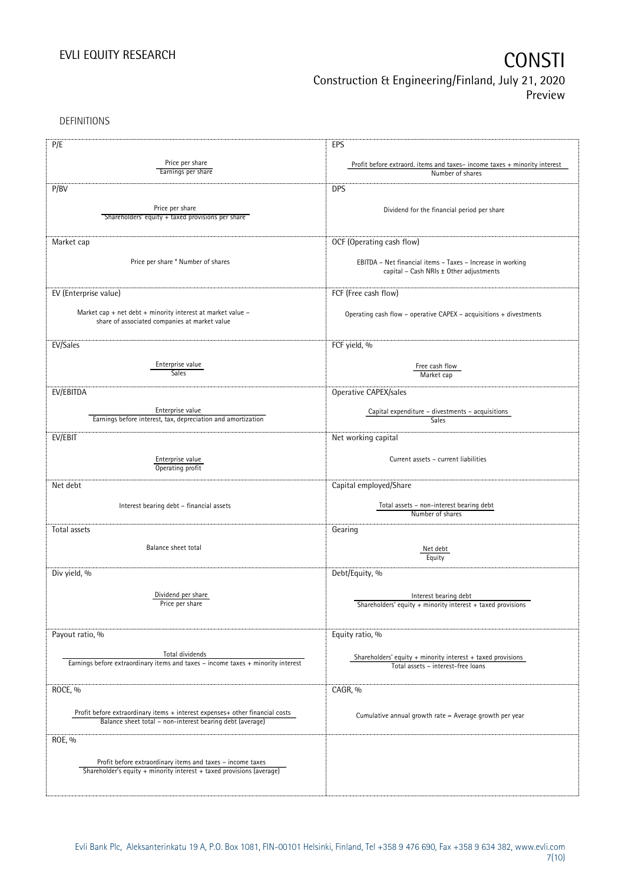DEFINITIONS

| | |
|---|---|
| **P/E**<br><br>$\frac{\text{Price per share}}{\text{Earnings per share}}$ | **EPS**<br><br>$\frac{\text{Profit before extraord. items and taxes– income taxes + minority interest}}{\text{Number of shares}}$ |
| **P/BV**<br><br>$\frac{\text{Price per share}}{\text{Shareholders' equity + taxed provisions per share}}$ | **DPS**<br><br>Dividend for the financial period per share |
| **Market cap**<br><br>Price per share * Number of shares | **OCF (Operating cash flow)**<br><br>EBITDA – Net financial items – Taxes – Increase in working capital – Cash NRIs ± Other adjustments |
| **EV (Enterprise value)**<br><br>Market cap + net debt + minority interest at market value – share of associated companies at market value | **FCF (Free cash flow)**<br><br>Operating cash flow – operative CAPEX – acquisitions + divestments |
| **EV/Sales**<br><br>$\frac{\text{Enterprise value}}{\text{Sales}}$ | **FCF yield, %**<br><br>$\frac{\text{Free cash flow}}{\text{Market cap}}$ |
| **EV/EBITDA**<br><br>$\frac{\text{Enterprise value}}{\text{Earnings before interest, tax, depreciation and amortization}}$ | **Operative CAPEX/sales**<br><br>$\frac{\text{Capital expenditure – divestments – acquisitions}}{\text{Sales}}$ |
| **EV/EBIT**<br><br>$\frac{\text{Enterprise value}}{\text{Operating profit}}$ | **Net working capital**<br><br>Current assets – current liabilities |
| **Net debt**<br><br>Interest bearing debt – financial assets | **Capital employed/Share**<br><br>$\frac{\text{Total assets – non-interest bearing debt}}{\text{Number of shares}}$ |
| **Total assets**<br><br>Balance sheet total | **Gearing**<br><br>$\frac{\text{Net debt}}{\text{Equity}}$ |
| **Div yield, %**<br><br>$\frac{\text{Dividend per share}}{\text{Price per share}}$ | **Debt/Equity, %**<br><br>$\frac{\text{Interest bearing debt}}{\text{Shareholders' equity + minority interest + taxed provisions}}$ |
| **Payout ratio, %**<br><br>$\frac{\text{Total dividends}}{\text{Earnings before extraordinary items and taxes – income taxes + minority interest}}$ | **Equity ratio, %**<br><br>$\frac{\text{Shareholders' equity + minority interest + taxed provisions}}{\text{Total assets – interest-free loans}}$ |
| **ROCE, %**<br><br>$\frac{\text{Profit before extraordinary items + interest expenses+ other financial costs}}{\text{Balance sheet total – non-interest bearing debt (average)}}$ | **CAGR, %**<br><br>Cumulative annual growth rate = Average growth per year |
| **ROE, %**<br><br>$\frac{\text{Profit before extraordinary items and taxes – income taxes}}{\text{Shareholder's equity + minority interest + taxed provisions (average)}}$ | |

Evli Bank Plc, Aleksanterinkatu 19 A, P.O. Box 1081, FIN-00101 Helsinki, Finland, Tel +358 9 476 690, Fax +358 9 634 382, www.evli.com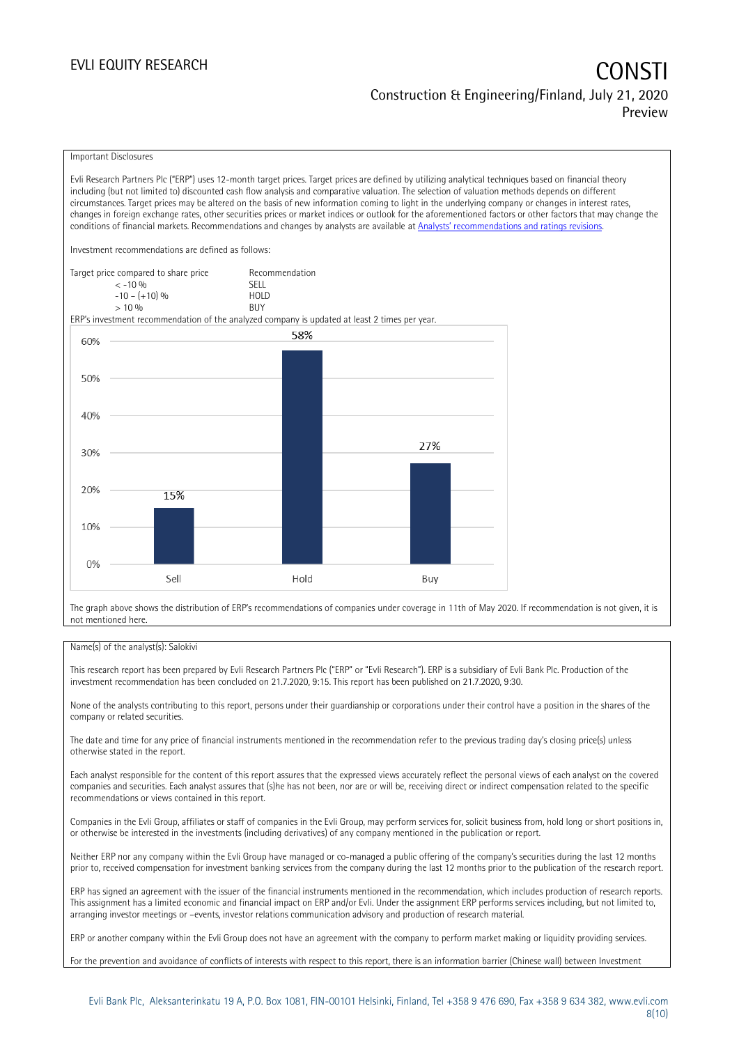Important Disclosures

Evli Research Partners Plc ("ERP") uses 12-month target prices. Target prices are defined by utilizing analytical techniques based on financial theory including (but not limited to) discounted cash flow analysis and comparative valuation. The selection of valuation methods depends on different circumstances. Target prices may be altered on the basis of new information coming to light in the underlying company or changes in interest rates, changes in foreign exchange rates, other securities prices or market indices or outlook for the aforementioned factors or other factors that may change the conditions of financial markets. Recommendations and changes by analysts are available at [Analysts' recommendations and ratings revisions](#).

Investment recommendations are defined as follows:

| Target price compared to share price | Recommendation |
|---|---|
| < -10 % | SELL |
| -10 – (+10) % | HOLD |
| > 10 % | BUY |

ERP's investment recommendation of the analyzed company is updated at least 2 times per year.

| | Sell | Hold | Buy |
|---|---|---|---|
| Share | 15% | 58% | 27% |

The graph above shows the distribution of ERP's recommendations of companies under coverage in 11th of May 2020. If recommendation is not given, it is not mentioned here.

Name(s) of the analyst(s): Salokivi

This research report has been prepared by Evli Research Partners Plc ("ERP" or "Evli Research"). ERP is a subsidiary of Evli Bank Plc. Production of the investment recommendation has been concluded on 21.7.2020, 9:15. This report has been published on 21.7.2020, 9:30.

None of the analysts contributing to this report, persons under their guardianship or corporations under their control have a position in the shares of the company or related securities.

The date and time for any price of financial instruments mentioned in the recommendation refer to the previous trading day's closing price(s) unless otherwise stated in the report.

Each analyst responsible for the content of this report assures that the expressed views accurately reflect the personal views of each analyst on the covered companies and securities. Each analyst assures that (s)he has not been, nor are or will be, receiving direct or indirect compensation related to the specific recommendations or views contained in this report.

Companies in the Evli Group, affiliates or staff of companies in the Evli Group, may perform services for, solicit business from, hold long or short positions in, or otherwise be interested in the investments (including derivatives) of any company mentioned in the publication or report.

Neither ERP nor any company within the Evli Group have managed or co-managed a public offering of the company's securities during the last 12 months prior to, received compensation for investment banking services from the company during the last 12 months prior to the publication of the research report.

ERP has signed an agreement with the issuer of the financial instruments mentioned in the recommendation, which includes production of research reports. This assignment has a limited economic and financial impact on ERP and/or Evli. Under the assignment ERP performs services including, but not limited to, arranging investor meetings or –events, investor relations communication advisory and production of research material.

ERP or another company within the Evli Group does not have an agreement with the company to perform market making or liquidity providing services.

For the prevention and avoidance of conflicts of interests with respect to this report, there is an information barrier (Chinese wall) between Investment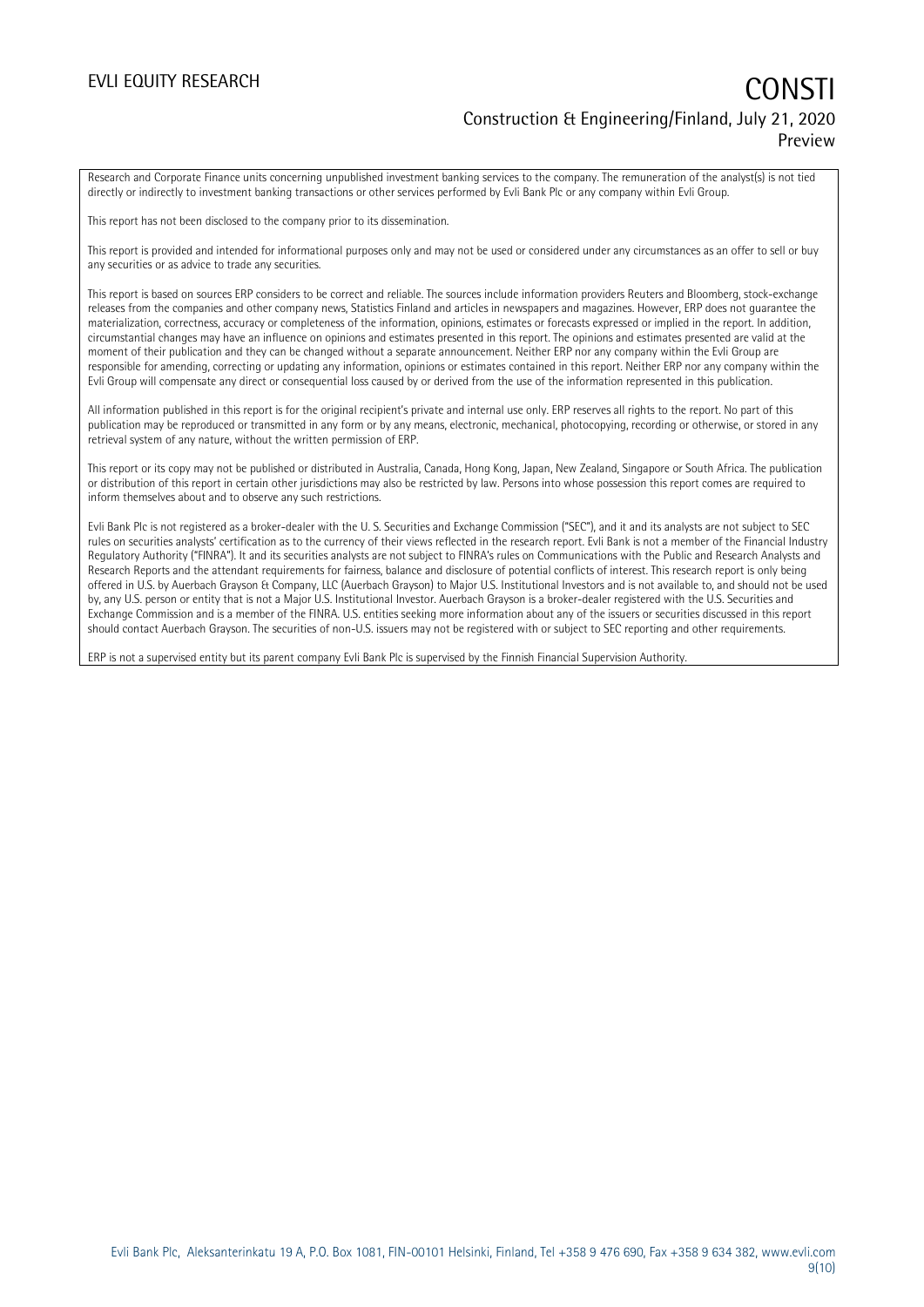Research and Corporate Finance units concerning unpublished investment banking services to the company. The remuneration of the analyst(s) is not tied directly or indirectly to investment banking transactions or other services performed by Evli Bank Plc or any company within Evli Group.

This report has not been disclosed to the company prior to its dissemination.

This report is provided and intended for informational purposes only and may not be used or considered under any circumstances as an offer to sell or buy any securities or as advice to trade any securities.

This report is based on sources ERP considers to be correct and reliable. The sources include information providers Reuters and Bloomberg, stock-exchange releases from the companies and other company news, Statistics Finland and articles in newspapers and magazines. However, ERP does not guarantee the materialization, correctness, accuracy or completeness of the information, opinions, estimates or forecasts expressed or implied in the report. In addition, circumstantial changes may have an influence on opinions and estimates presented in this report. The opinions and estimates presented are valid at the moment of their publication and they can be changed without a separate announcement. Neither ERP nor any company within the Evli Group are responsible for amending, correcting or updating any information, opinions or estimates contained in this report. Neither ERP nor any company within the Evli Group will compensate any direct or consequential loss caused by or derived from the use of the information represented in this publication.

All information published in this report is for the original recipient's private and internal use only. ERP reserves all rights to the report. No part of this publication may be reproduced or transmitted in any form or by any means, electronic, mechanical, photocopying, recording or otherwise, or stored in any retrieval system of any nature, without the written permission of ERP.

This report or its copy may not be published or distributed in Australia, Canada, Hong Kong, Japan, New Zealand, Singapore or South Africa. The publication or distribution of this report in certain other jurisdictions may also be restricted by law. Persons into whose possession this report comes are required to inform themselves about and to observe any such restrictions.

Evli Bank Plc is not registered as a broker-dealer with the U. S. Securities and Exchange Commission ("SEC"), and it and its analysts are not subject to SEC rules on securities analysts' certification as to the currency of their views reflected in the research report. Evli Bank is not a member of the Financial Industry Regulatory Authority ("FINRA"). It and its securities analysts are not subject to FINRA's rules on Communications with the Public and Research Analysts and Research Reports and the attendant requirements for fairness, balance and disclosure of potential conflicts of interest. This research report is only being offered in U.S. by Auerbach Grayson & Company, LLC (Auerbach Grayson) to Major U.S. Institutional Investors and is not available to, and should not be used by, any U.S. person or entity that is not a Major U.S. Institutional Investor. Auerbach Grayson is a broker-dealer registered with the U.S. Securities and Exchange Commission and is a member of the FINRA. U.S. entities seeking more information about any of the issuers or securities discussed in this report should contact Auerbach Grayson. The securities of non-U.S. issuers may not be registered with or subject to SEC reporting and other requirements.

ERP is not a supervised entity but its parent company Evli Bank Plc is supervised by the Finnish Financial Supervision Authority.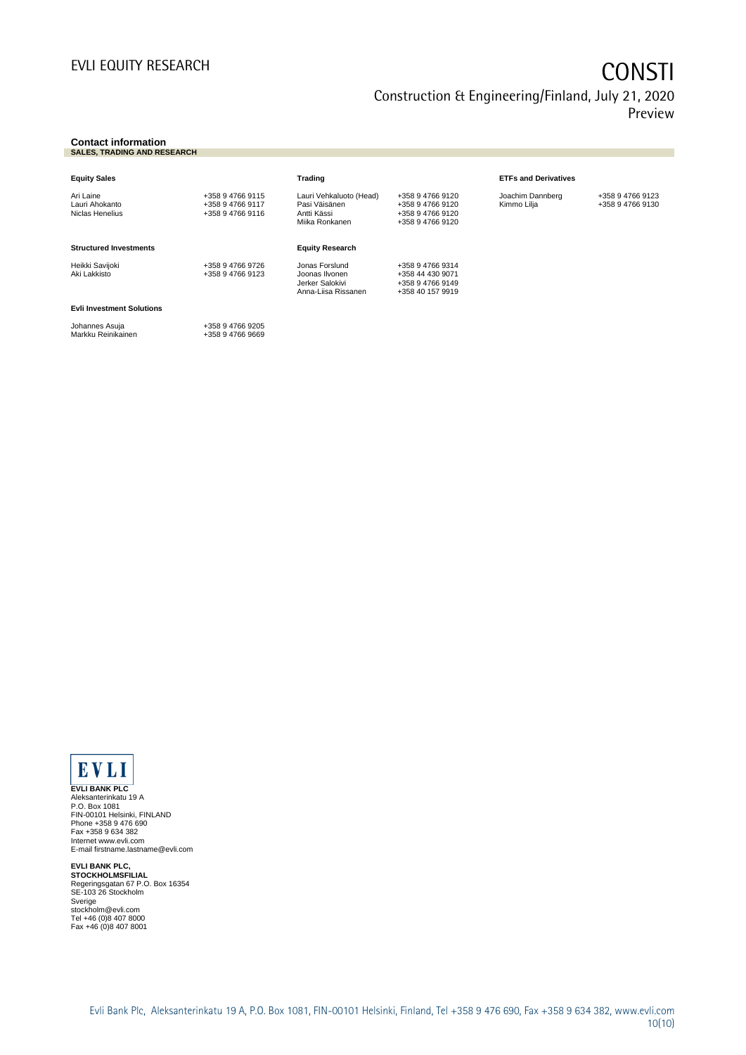# Contact information

## SALES, TRADING AND RESEARCH

**Equity Sales**

| | |
|---|---|
| Ari Laine | +358 9 4766 9115 |
| Lauri Ahokanto | +358 9 4766 9117 |
| Niclas Henelius | +358 9 4766 9116 |

**Trading**

| | |
|---|---|
| Lauri Vehkaluoto (Head) | +358 9 4766 9120 |
| Pasi Väisänen | +358 9 4766 9120 |
| Antti Kässi | +358 9 4766 9120 |
| Miika Ronkanen | +358 9 4766 9120 |

**ETFs and Derivatives**

| | |
|---|---|
| Joachim Dannberg | +358 9 4766 9123 |
| Kimmo Lilja | +358 9 4766 9130 |

**Structured Investments**

| | |
|---|---|
| Heikki Savijoki | +358 9 4766 9726 |
| Aki Lakkisto | +358 9 4766 9123 |

**Equity Research**

| | |
|---|---|
| Jonas Forslund | +358 9 4766 9314 |
| Joonas Ilvonen | +358 44 430 9071 |
| Jerker Salokivi | +358 9 4766 9149 |
| Anna-Liisa Rissanen | +358 40 157 9919 |

**Evli Investment Solutions**

| | |
|---|---|
| Johannes Asuja | +358 9 4766 9205 |
| Markku Reinikainen | +358 9 4766 9669 |

**EVLI BANK PLC**
Aleksanterinkatu 19 A
P.O. Box 1081
FIN-00101 Helsinki, FINLAND
Phone +358 9 476 690
Fax +358 9 634 382
Internet www.evli.com
E-mail firstname.lastname@evli.com

**EVLI BANK PLC, STOCKHOLMSFILIAL**
Regeringsgatan 67 P.O. Box 16354
SE-103 26 Stockholm
Sverige
stockholm@evli.com
Tel +46 (0)8 407 8000
Fax +46 (0)8 407 8001